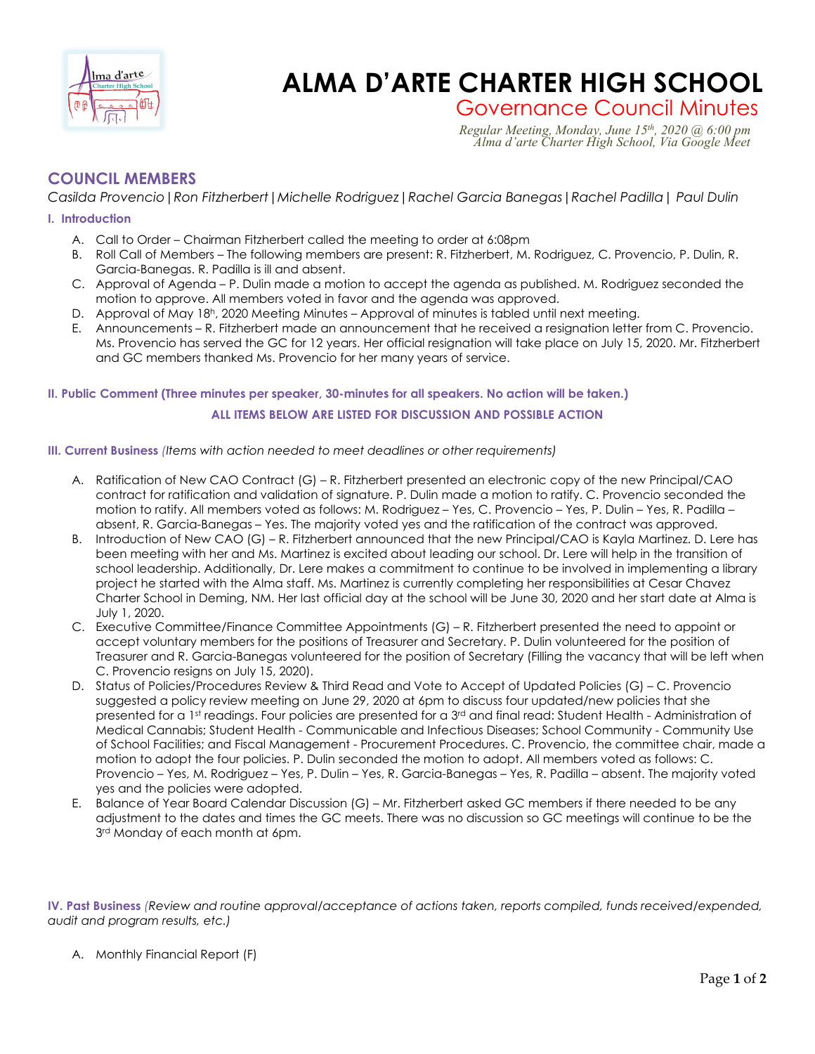# ALMA D'ARTE CHARTER HIGH SCHOOL

## Governance Council Minutes

*Regular Meeting, Monday, June 15th, 2020 @ 6:00 pm*
*Alma d'arte Charter High School, Via Google Meet*

## COUNCIL MEMBERS

*Casilda Provencio | Ron Fitzherbert | Michelle Rodriguez | Rachel Garcia Banegas | Rachel Padilla | Paul Dulin*

### I. Introduction

A. Call to Order – Chairman Fitzherbert called the meeting to order at 6:08pm

B. Roll Call of Members – The following members are present: R. Fitzherbert, M. Rodriguez, C. Provencio, P. Dulin, R. Garcia-Banegas. R. Padilla is ill and absent.

C. Approval of Agenda – P. Dulin made a motion to accept the agenda as published. M. Rodriguez seconded the motion to approve. All members voted in favor and the agenda was approved.

D. Approval of May 18h, 2020 Meeting Minutes – Approval of minutes is tabled until next meeting.

E. Announcements – R. Fitzherbert made an announcement that he received a resignation letter from C. Provencio. Ms. Provencio has served the GC for 12 years. Her official resignation will take place on July 15, 2020. Mr. Fitzherbert and GC members thanked Ms. Provencio for her many years of service.

### II. Public Comment (Three minutes per speaker, 30-minutes for all speakers. No action will be taken.)

**ALL ITEMS BELOW ARE LISTED FOR DISCUSSION AND POSSIBLE ACTION**

### III. Current Business *(Items with action needed to meet deadlines or other requirements)*

A. Ratification of New CAO Contract (G) – R. Fitzherbert presented an electronic copy of the new Principal/CAO contract for ratification and validation of signature. P. Dulin made a motion to ratify. C. Provencio seconded the motion to ratify. All members voted as follows: M. Rodriguez – Yes, C. Provencio – Yes, P. Dulin – Yes, R. Padilla – absent, R. Garcia-Banegas – Yes. The majority voted yes and the ratification of the contract was approved.

B. Introduction of New CAO (G) – R. Fitzherbert announced that the new Principal/CAO is Kayla Martinez. D. Lere has been meeting with her and Ms. Martinez is excited about leading our school. Dr. Lere will help in the transition of school leadership. Additionally, Dr. Lere makes a commitment to continue to be involved in implementing a library project he started with the Alma staff. Ms. Martinez is currently completing her responsibilities at Cesar Chavez Charter School in Deming, NM. Her last official day at the school will be June 30, 2020 and her start date at Alma is July 1, 2020.

C. Executive Committee/Finance Committee Appointments (G) – R. Fitzherbert presented the need to appoint or accept voluntary members for the positions of Treasurer and Secretary. P. Dulin volunteered for the position of Treasurer and R. Garcia-Banegas volunteered for the position of Secretary (Filling the vacancy that will be left when C. Provencio resigns on July 15, 2020).

D. Status of Policies/Procedures Review & Third Read and Vote to Accept of Updated Policies (G) – C. Provencio suggested a policy review meeting on June 29, 2020 at 6pm to discuss four updated/new policies that she presented for a 1st readings. Four policies are presented for a 3rd and final read: Student Health - Administration of Medical Cannabis; Student Health - Communicable and Infectious Diseases; School Community - Community Use of School Facilities; and Fiscal Management - Procurement Procedures. C. Provencio, the committee chair, made a motion to adopt the four policies. P. Dulin seconded the motion to adopt. All members voted as follows: C. Provencio – Yes, M. Rodriguez – Yes, P. Dulin – Yes, R. Garcia-Banegas – Yes, R. Padilla – absent. The majority voted yes and the policies were adopted.

E. Balance of Year Board Calendar Discussion (G) – Mr. Fitzherbert asked GC members if there needed to be any adjustment to the dates and times the GC meets. There was no discussion so GC meetings will continue to be the 3rd Monday of each month at 6pm.

### IV. Past Business *(Review and routine approval/acceptance of actions taken, reports compiled, funds received/expended, audit and program results, etc.)*

A. Monthly Financial Report (F)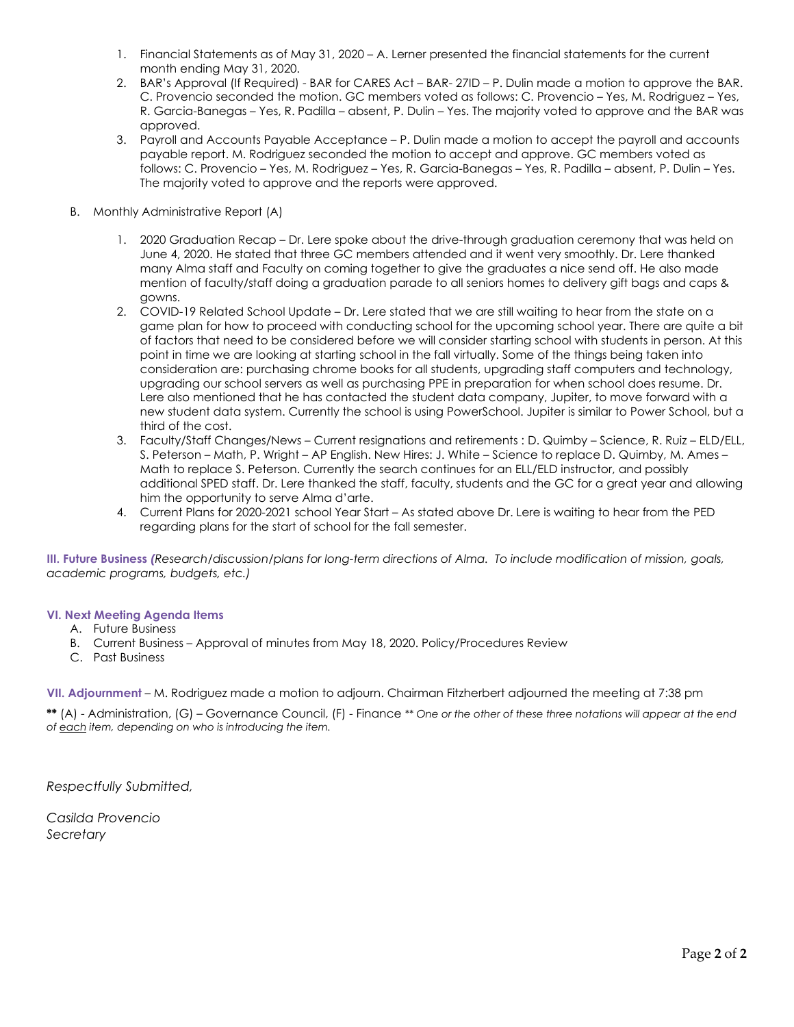1. Financial Statements as of May 31, 2020 – A. Lerner presented the financial statements for the current month ending May 31, 2020.
2. BAR's Approval (If Required) - BAR for CARES Act – BAR- 27ID – P. Dulin made a motion to approve the BAR. C. Provencio seconded the motion. GC members voted as follows: C. Provencio – Yes, M. Rodriguez – Yes, R. Garcia-Banegas – Yes, R. Padilla – absent, P. Dulin – Yes. The majority voted to approve and the BAR was approved.
3. Payroll and Accounts Payable Acceptance – P. Dulin made a motion to accept the payroll and accounts payable report. M. Rodriguez seconded the motion to accept and approve. GC members voted as follows: C. Provencio – Yes, M. Rodriguez – Yes, R. Garcia-Banegas – Yes, R. Padilla – absent, P. Dulin – Yes. The majority voted to approve and the reports were approved.

B. Monthly Administrative Report (A)

1. 2020 Graduation Recap – Dr. Lere spoke about the drive-through graduation ceremony that was held on June 4, 2020. He stated that three GC members attended and it went very smoothly. Dr. Lere thanked many Alma staff and Faculty on coming together to give the graduates a nice send off. He also made mention of faculty/staff doing a graduation parade to all seniors homes to delivery gift bags and caps & gowns.
2. COVID-19 Related School Update – Dr. Lere stated that we are still waiting to hear from the state on a game plan for how to proceed with conducting school for the upcoming school year. There are quite a bit of factors that need to be considered before we will consider starting school with students in person. At this point in time we are looking at starting school in the fall virtually. Some of the things being taken into consideration are: purchasing chrome books for all students, upgrading staff computers and technology, upgrading our school servers as well as purchasing PPE in preparation for when school does resume. Dr. Lere also mentioned that he has contacted the student data company, Jupiter, to move forward with a new student data system. Currently the school is using PowerSchool. Jupiter is similar to Power School, but a third of the cost.
3. Faculty/Staff Changes/News – Current resignations and retirements : D. Quimby – Science, R. Ruiz – ELD/ELL, S. Peterson – Math, P. Wright – AP English. New Hires: J. White – Science to replace D. Quimby, M. Ames – Math to replace S. Peterson. Currently the search continues for an ELL/ELD instructor, and possibly additional SPED staff. Dr. Lere thanked the staff, faculty, students and the GC for a great year and allowing him the opportunity to serve Alma d'arte.
4. Current Plans for 2020-2021 school Year Start – As stated above Dr. Lere is waiting to hear from the PED regarding plans for the start of school for the fall semester.

**III. Future Business** *(Research/discussion/plans for long-term directions of Alma. To include modification of mission, goals, academic programs, budgets, etc.)*

**VI. Next Meeting Agenda Items**

A. Future Business
B. Current Business – Approval of minutes from May 18, 2020. Policy/Procedures Review
C. Past Business

**VII. Adjournment** – M. Rodriguez made a motion to adjourn. Chairman Fitzherbert adjourned the meeting at 7:38 pm

**\*\*** (A) - Administration, (G) – Governance Council, (F) - Finance *\*\* One or the other of these three notations will appear at the end of each item, depending on who is introducing the item.*

*Respectfully Submitted,*

*Casilda Provencio*
*Secretary*